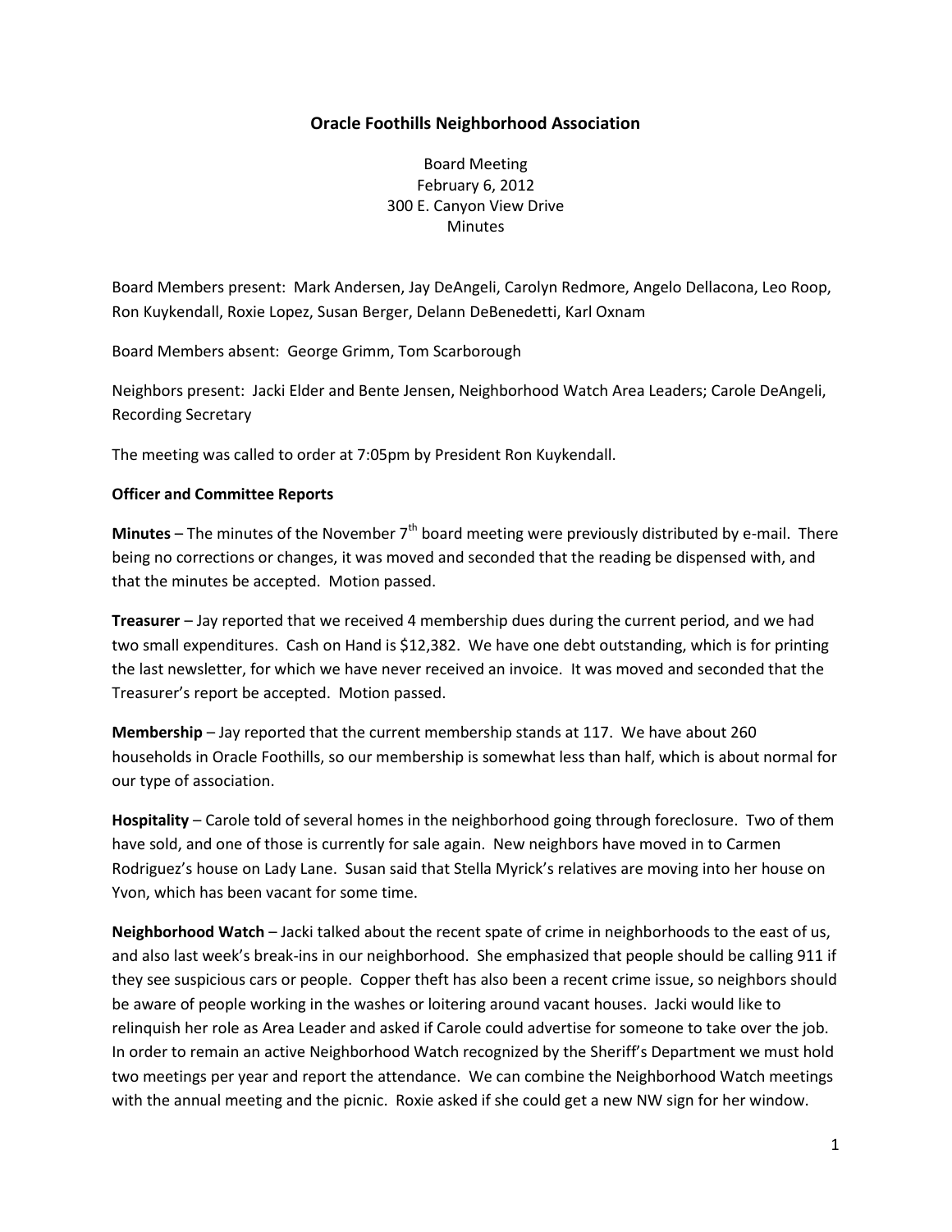# Oracle Foothills Neighborhood Association

Board Meeting
February 6, 2012
300 E. Canyon View Drive
Minutes

Board Members present: Mark Andersen, Jay DeAngeli, Carolyn Redmore, Angelo Dellacona, Leo Roop, Ron Kuykendall, Roxie Lopez, Susan Berger, Delann DeBenedetti, Karl Oxnam

Board Members absent: George Grimm, Tom Scarborough

Neighbors present: Jacki Elder and Bente Jensen, Neighborhood Watch Area Leaders; Carole DeAngeli, Recording Secretary

The meeting was called to order at 7:05pm by President Ron Kuykendall.

**Officer and Committee Reports**

**Minutes** – The minutes of the November 7th board meeting were previously distributed by e-mail. There being no corrections or changes, it was moved and seconded that the reading be dispensed with, and that the minutes be accepted. Motion passed.

**Treasurer** – Jay reported that we received 4 membership dues during the current period, and we had two small expenditures. Cash on Hand is $12,382. We have one debt outstanding, which is for printing the last newsletter, for which we have never received an invoice. It was moved and seconded that the Treasurer's report be accepted. Motion passed.

**Membership** – Jay reported that the current membership stands at 117. We have about 260 households in Oracle Foothills, so our membership is somewhat less than half, which is about normal for our type of association.

**Hospitality** – Carole told of several homes in the neighborhood going through foreclosure. Two of them have sold, and one of those is currently for sale again. New neighbors have moved in to Carmen Rodriguez's house on Lady Lane. Susan said that Stella Myrick's relatives are moving into her house on Yvon, which has been vacant for some time.

**Neighborhood Watch** – Jacki talked about the recent spate of crime in neighborhoods to the east of us, and also last week's break-ins in our neighborhood. She emphasized that people should be calling 911 if they see suspicious cars or people. Copper theft has also been a recent crime issue, so neighbors should be aware of people working in the washes or loitering around vacant houses. Jacki would like to relinquish her role as Area Leader and asked if Carole could advertise for someone to take over the job. In order to remain an active Neighborhood Watch recognized by the Sheriff's Department we must hold two meetings per year and report the attendance. We can combine the Neighborhood Watch meetings with the annual meeting and the picnic. Roxie asked if she could get a new NW sign for her window.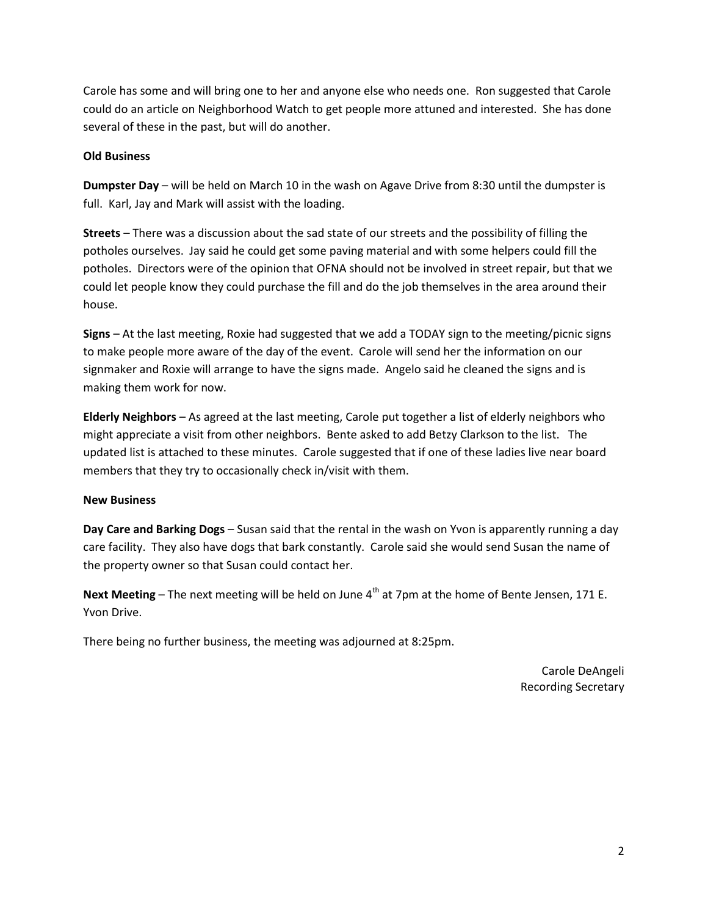Carole has some and will bring one to her and anyone else who needs one. Ron suggested that Carole could do an article on Neighborhood Watch to get people more attuned and interested. She has done several of these in the past, but will do another.

**Old Business**

**Dumpster Day** – will be held on March 10 in the wash on Agave Drive from 8:30 until the dumpster is full. Karl, Jay and Mark will assist with the loading.

**Streets** – There was a discussion about the sad state of our streets and the possibility of filling the potholes ourselves. Jay said he could get some paving material and with some helpers could fill the potholes. Directors were of the opinion that OFNA should not be involved in street repair, but that we could let people know they could purchase the fill and do the job themselves in the area around their house.

**Signs** – At the last meeting, Roxie had suggested that we add a TODAY sign to the meeting/picnic signs to make people more aware of the day of the event. Carole will send her the information on our signmaker and Roxie will arrange to have the signs made. Angelo said he cleaned the signs and is making them work for now.

**Elderly Neighbors** – As agreed at the last meeting, Carole put together a list of elderly neighbors who might appreciate a visit from other neighbors. Bente asked to add Betzy Clarkson to the list. The updated list is attached to these minutes. Carole suggested that if one of these ladies live near board members that they try to occasionally check in/visit with them.

**New Business**

**Day Care and Barking Dogs** – Susan said that the rental in the wash on Yvon is apparently running a day care facility. They also have dogs that bark constantly. Carole said she would send Susan the name of the property owner so that Susan could contact her.

**Next Meeting** – The next meeting will be held on June 4th at 7pm at the home of Bente Jensen, 171 E. Yvon Drive.

There being no further business, the meeting was adjourned at 8:25pm.

Carole DeAngeli
Recording Secretary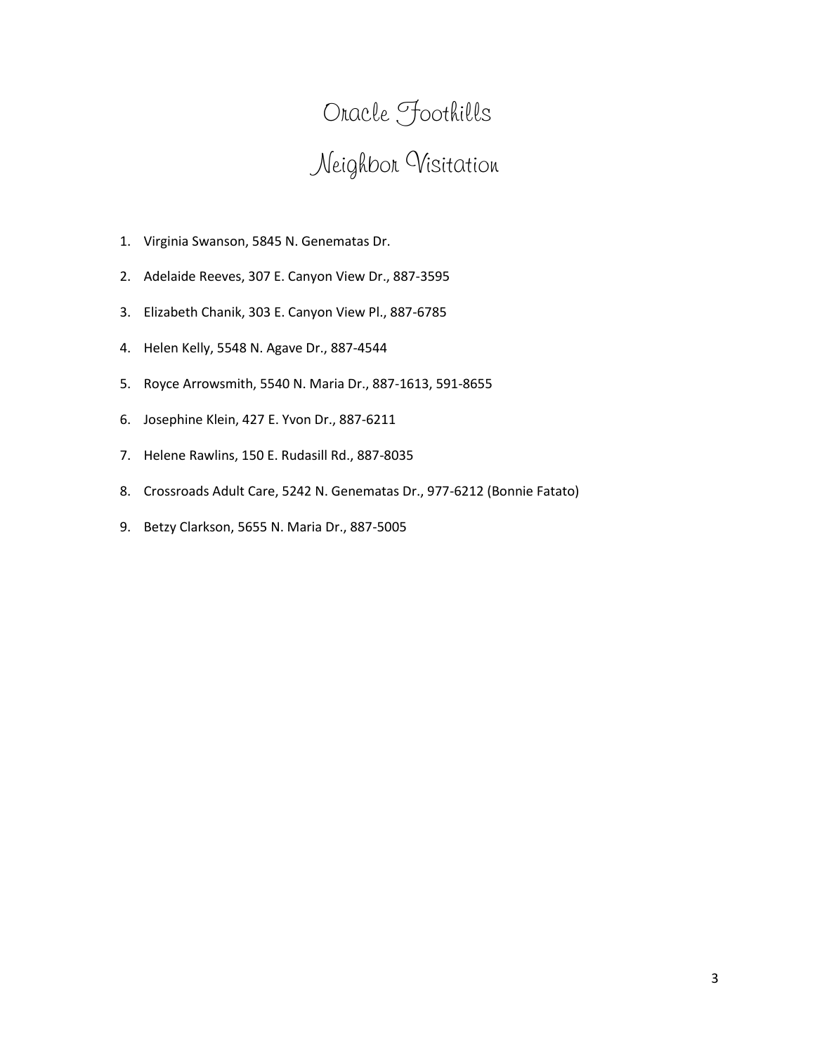# Oracle Foothills

# Neighbor Visitation

1. Virginia Swanson, 5845 N. Genematas Dr.
2. Adelaide Reeves, 307 E. Canyon View Dr., 887-3595
3. Elizabeth Chanik, 303 E. Canyon View Pl., 887-6785
4. Helen Kelly, 5548 N. Agave Dr., 887-4544
5. Royce Arrowsmith, 5540 N. Maria Dr., 887-1613, 591-8655
6. Josephine Klein, 427 E. Yvon Dr., 887-6211
7. Helene Rawlins, 150 E. Rudasill Rd., 887-8035
8. Crossroads Adult Care, 5242 N. Genematas Dr., 977-6212 (Bonnie Fatato)
9. Betzy Clarkson, 5655 N. Maria Dr., 887-5005